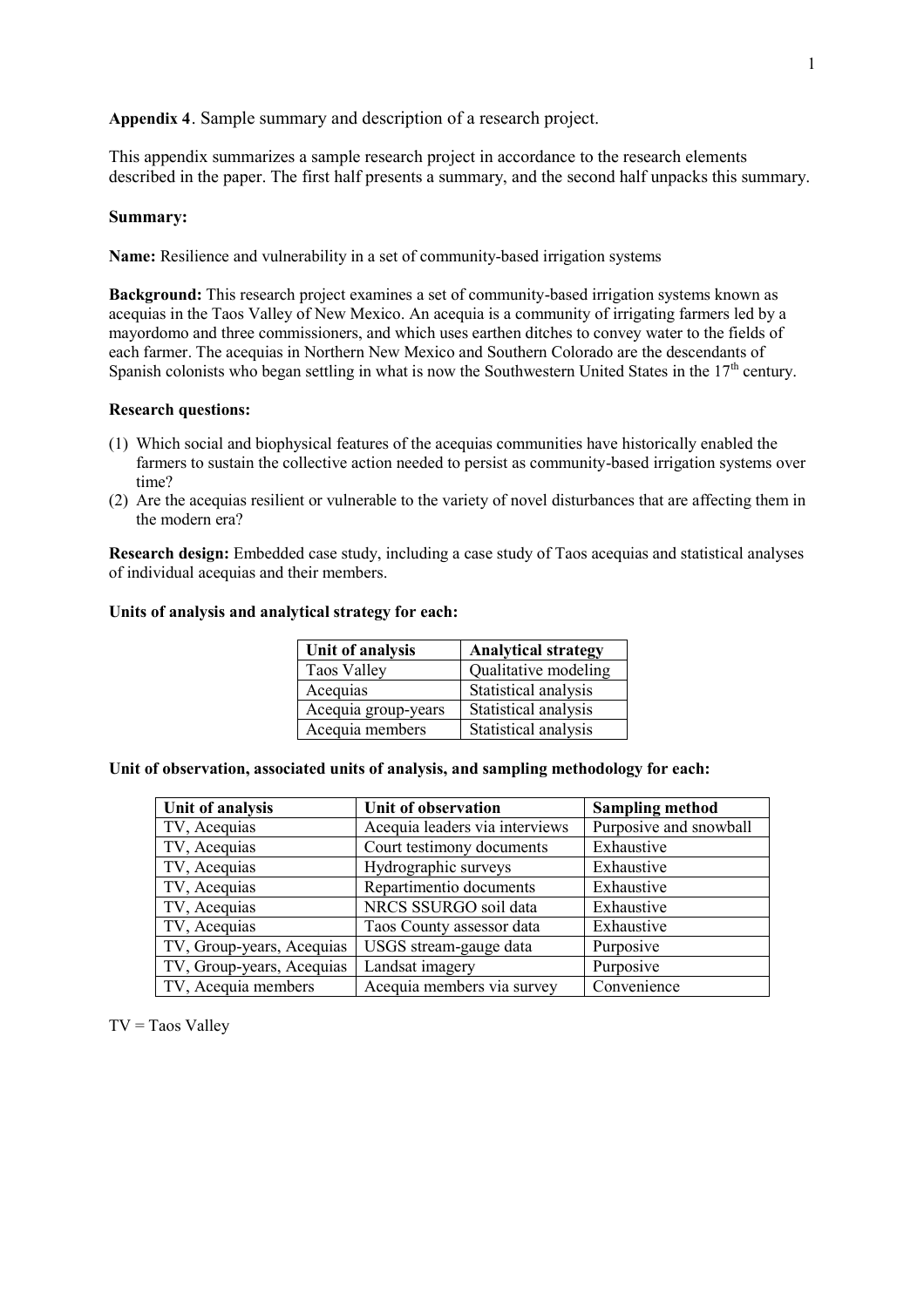**Appendix 4**. Sample summary and description of a research project.

This appendix summarizes a sample research project in accordance to the research elements described in the paper. The first half presents a summary, and the second half unpacks this summary.

**Summary:**

**Name:** Resilience and vulnerability in a set of community-based irrigation systems

**Background:** This research project examines a set of community-based irrigation systems known as acequias in the Taos Valley of New Mexico. An acequia is a community of irrigating farmers led by a mayordomo and three commissioners, and which uses earthen ditches to convey water to the fields of each farmer. The acequias in Northern New Mexico and Southern Colorado are the descendants of Spanish colonists who began settling in what is now the Southwestern United States in the 17th century.

**Research questions:**

1. Which social and biophysical features of the acequias communities have historically enabled the farmers to sustain the collective action needed to persist as community-based irrigation systems over time?
2. Are the acequias resilient or vulnerable to the variety of novel disturbances that are affecting them in the modern era?

**Research design:** Embedded case study, including a case study of Taos acequias and statistical analyses of individual acequias and their members.

**Units of analysis and analytical strategy for each:**

| Unit of analysis | Analytical strategy |
|---|---|
| Taos Valley | Qualitative modeling |
| Acequias | Statistical analysis |
| Acequia group-years | Statistical analysis |
| Acequia members | Statistical analysis |

**Unit of observation, associated units of analysis, and sampling methodology for each:**

| Unit of analysis | Unit of observation | Sampling method |
|---|---|---|
| TV, Acequias | Acequia leaders via interviews | Purposive and snowball |
| TV, Acequias | Court testimony documents | Exhaustive |
| TV, Acequias | Hydrographic surveys | Exhaustive |
| TV, Acequias | Repartimentio documents | Exhaustive |
| TV, Acequias | NRCS SSURGO soil data | Exhaustive |
| TV, Acequias | Taos County assessor data | Exhaustive |
| TV, Group-years, Acequias | USGS stream-gauge data | Purposive |
| TV, Group-years, Acequias | Landsat imagery | Purposive |
| TV, Acequia members | Acequia members via survey | Convenience |

TV = Taos Valley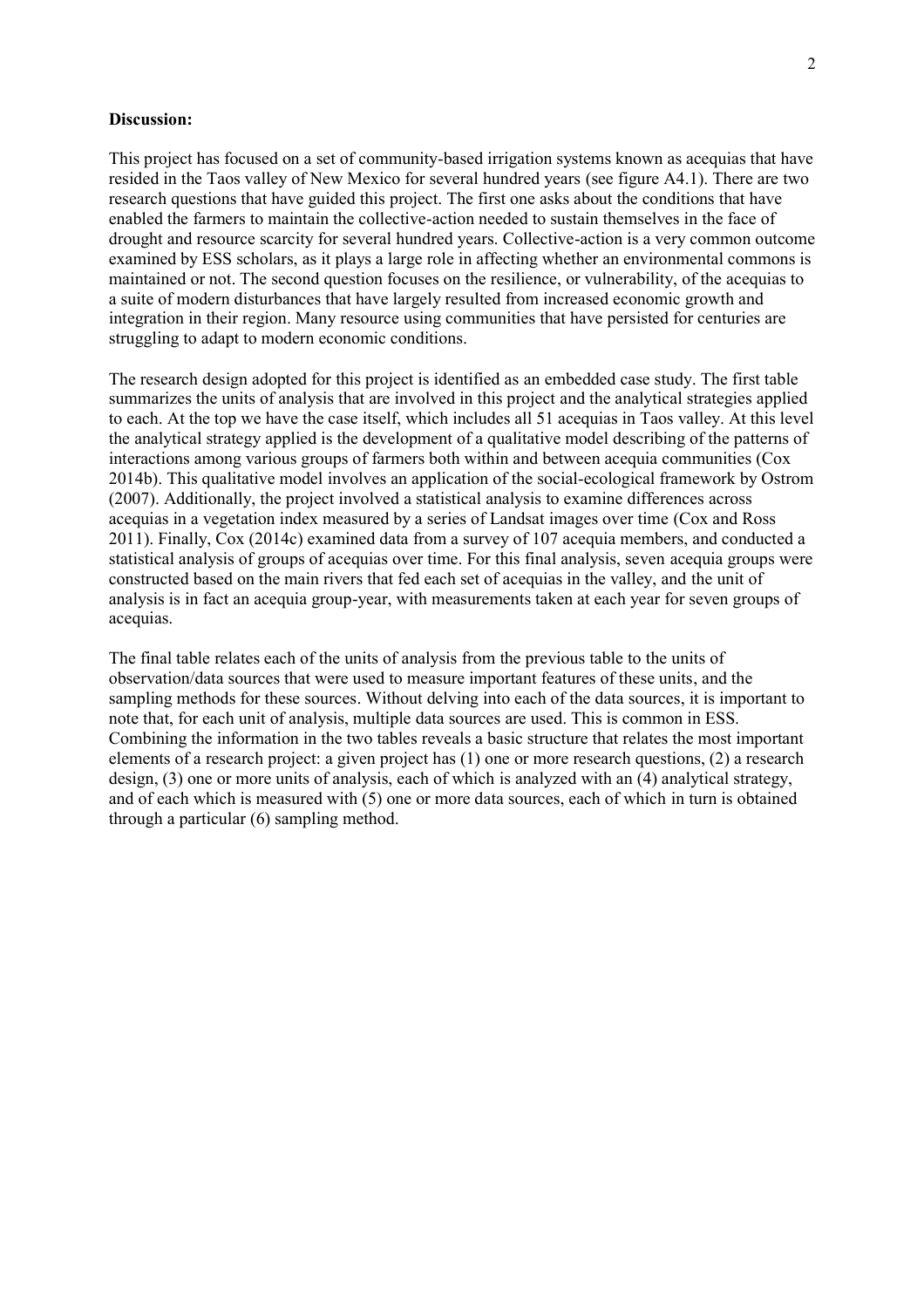**Discussion:**

This project has focused on a set of community-based irrigation systems known as acequias that have resided in the Taos valley of New Mexico for several hundred years (see figure A4.1). There are two research questions that have guided this project. The first one asks about the conditions that have enabled the farmers to maintain the collective-action needed to sustain themselves in the face of drought and resource scarcity for several hundred years. Collective-action is a very common outcome examined by ESS scholars, as it plays a large role in affecting whether an environmental commons is maintained or not. The second question focuses on the resilience, or vulnerability, of the acequias to a suite of modern disturbances that have largely resulted from increased economic growth and integration in their region. Many resource using communities that have persisted for centuries are struggling to adapt to modern economic conditions.

The research design adopted for this project is identified as an embedded case study. The first table summarizes the units of analysis that are involved in this project and the analytical strategies applied to each. At the top we have the case itself, which includes all 51 acequias in Taos valley. At this level the analytical strategy applied is the development of a qualitative model describing of the patterns of interactions among various groups of farmers both within and between acequia communities (Cox 2014b). This qualitative model involves an application of the social-ecological framework by Ostrom (2007). Additionally, the project involved a statistical analysis to examine differences across acequias in a vegetation index measured by a series of Landsat images over time (Cox and Ross 2011). Finally, Cox (2014c) examined data from a survey of 107 acequia members, and conducted a statistical analysis of groups of acequias over time. For this final analysis, seven acequia groups were constructed based on the main rivers that fed each set of acequias in the valley, and the unit of analysis is in fact an acequia group-year, with measurements taken at each year for seven groups of acequias.

The final table relates each of the units of analysis from the previous table to the units of observation/data sources that were used to measure important features of these units, and the sampling methods for these sources. Without delving into each of the data sources, it is important to note that, for each unit of analysis, multiple data sources are used. This is common in ESS. Combining the information in the two tables reveals a basic structure that relates the most important elements of a research project: a given project has (1) one or more research questions, (2) a research design, (3) one or more units of analysis, each of which is analyzed with an (4) analytical strategy, and of each which is measured with (5) one or more data sources, each of which in turn is obtained through a particular (6) sampling method.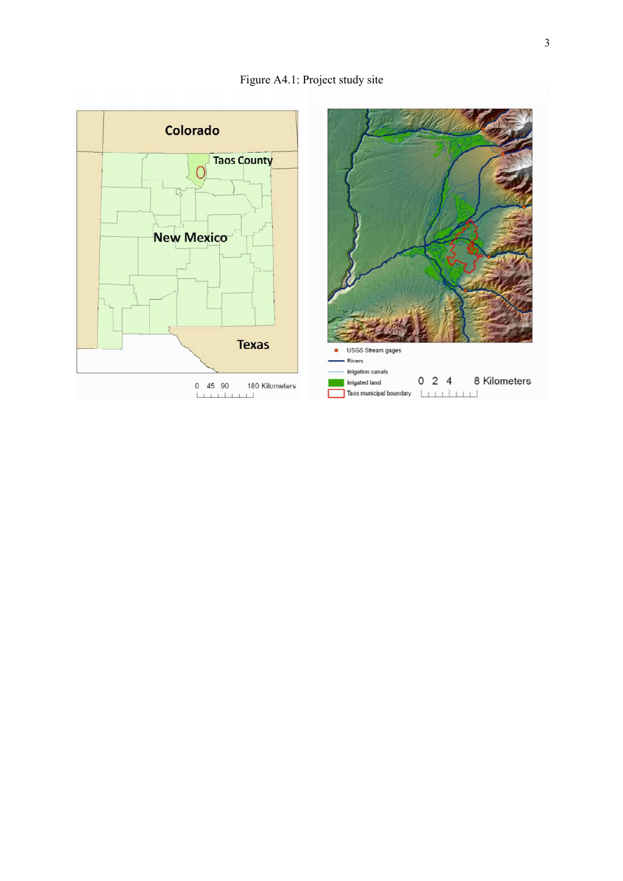Figure A4.1: Project study site

Colorado

Taos County

New Mexico

Texas

0 45 90 180 Kilometers

USGS Stream gages

Rivers

Irrigation canals

Irrigated land

Taos municipal boundary

0 2 4 8 Kilometers